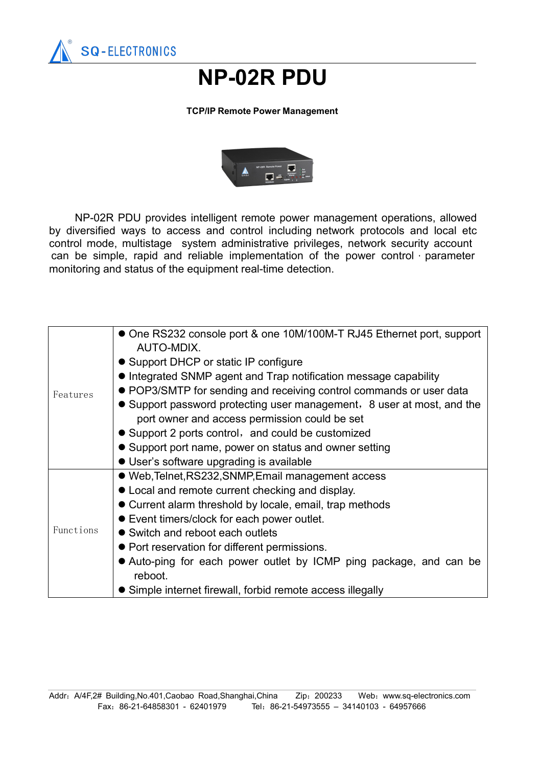SQ-ELECTRONICS

# NP-02R PDU

**TCP/IP Remote Power Management**

NP-02R PDU provides intelligent remote power management operations, allowed by diversified ways to access and control including network protocols and local etc control mode, multistage system administrative privileges, network security account can be simple, rapid and reliable implementation of the power control · parameter monitoring and status of the equipment real-time detection.

| | |
|---|---|
| Features | ● One RS232 console port & one 10M/100M-T RJ45 Ethernet port, support AUTO-MDIX.<br>● Support DHCP or static IP configure<br>● Integrated SNMP agent and Trap notification message capability<br>● POP3/SMTP for sending and receiving control commands or user data<br>● Support password protecting user management，8 user at most, and the port owner and access permission could be set<br>● Support 2 ports control，and could be customized<br>● Support port name, power on status and owner setting<br>● User's software upgrading is available |
| Functions | ● Web,Telnet,RS232,SNMP,Email management access<br>● Local and remote current checking and display.<br>● Current alarm threshold by locale, email, trap methods<br>● Event timers/clock for each power outlet.<br>● Switch and reboot each outlets<br>● Port reservation for different permissions.<br>● Auto-ping for each power outlet by ICMP ping package, and can be reboot.<br>● Simple internet firewall, forbid remote access illegally |

Addr：A/4F,2# Building,No.401,Caobao Road,Shanghai,China　Zip：200233　Web：www.sq-electronics.com
Fax：86-21-64858301 - 62401979　Tel：86-21-54973555 – 34140103 - 64957666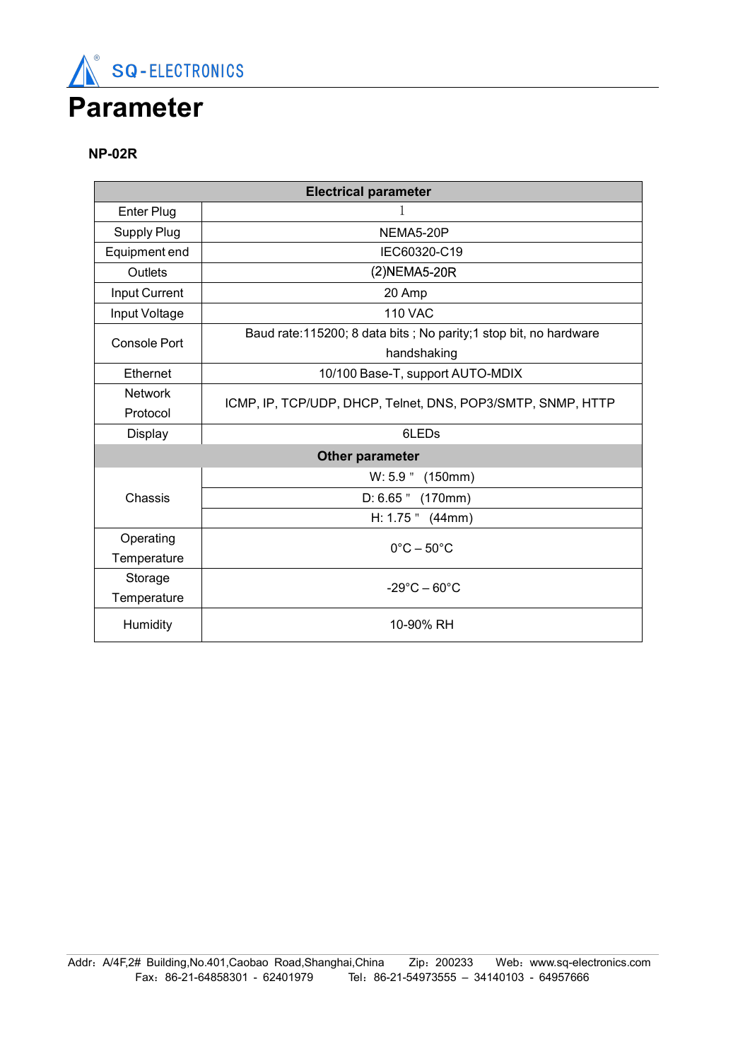# Parameter

**NP-02R**

| Electrical parameter | |
|---|---|
| Enter Plug | 1 |
| Supply Plug | NEMA5-20P |
| Equipment end | IEC60320-C19 |
| Outlets | (2)NEMA5-20R |
| Input Current | 20 Amp |
| Input Voltage | 110 VAC |
| Console Port | Baud rate:115200; 8 data bits ; No parity;1 stop bit, no hardware handshaking |
| Ethernet | 10/100 Base-T, support AUTO-MDIX |
| Network Protocol | ICMP, IP, TCP/UDP, DHCP, Telnet, DNS, POP3/SMTP, SNMP, HTTP |
| Display | 6LEDs |
| **Other parameter** | |
| Chassis | W: 5.9 "  (150mm) |
| | D: 6.65 "  (170mm) |
| | H: 1.75 "  (44mm) |
| Operating Temperature | 0°C – 50°C |
| Storage Temperature | -29°C – 60°C |
| Humidity | 10-90% RH |